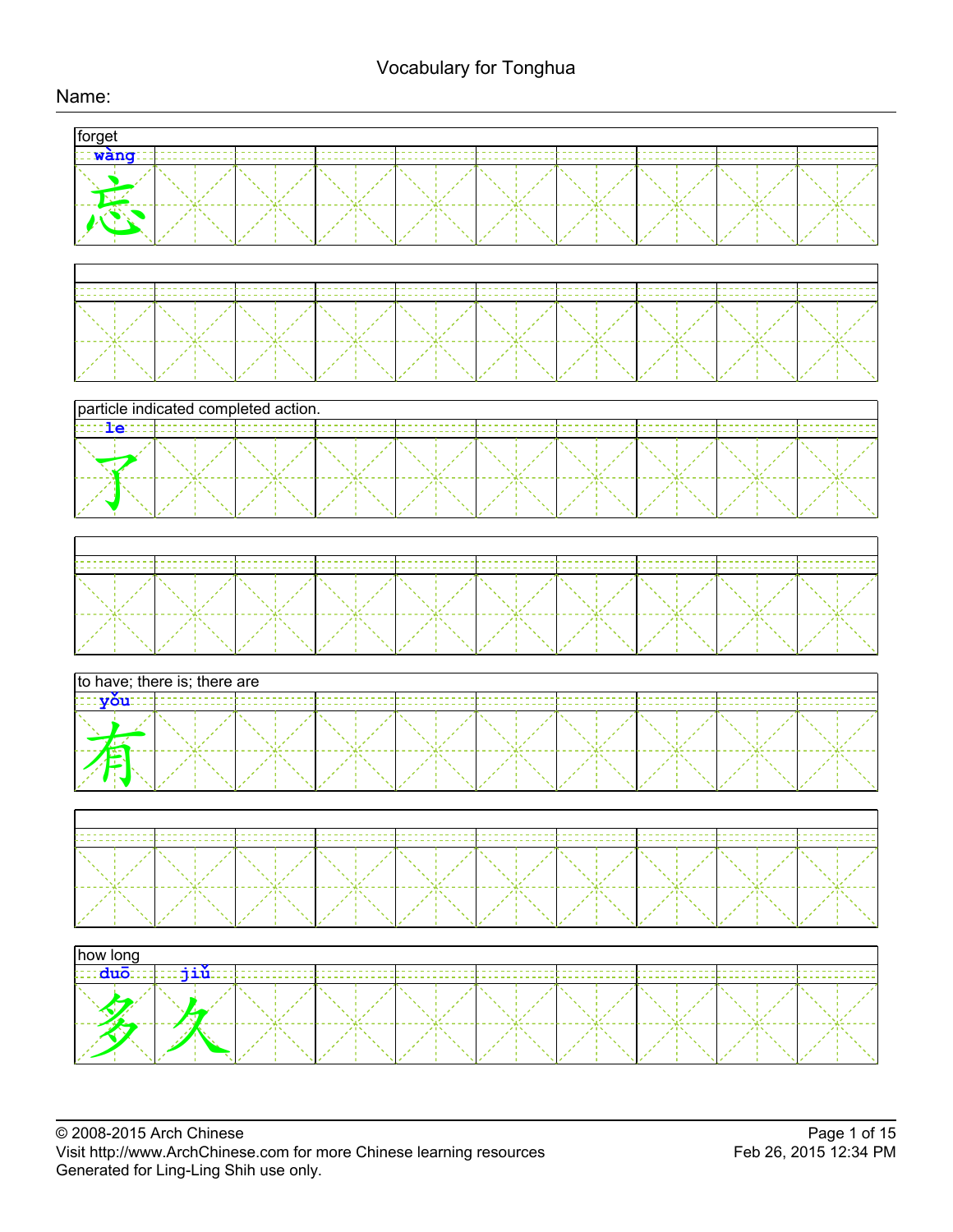# Vocabulary for Tonghua

Name:

| forget |
|---|
| wàng |
| 忘 |

| particle indicated completed action. |
|---|
| le |
| 了 |

| to have; there is; there are |
|---|
| yǒu |
| 有 |

| how long | |
|---|---|
| duō | jiǔ |
| 多 | 久 |

© 2008-2015 Arch Chinese
Visit http://www.ArchChinese.com for more Chinese learning resources
Generated for Ling-Ling Shih use only.

Feb 26, 2015 12:34 PM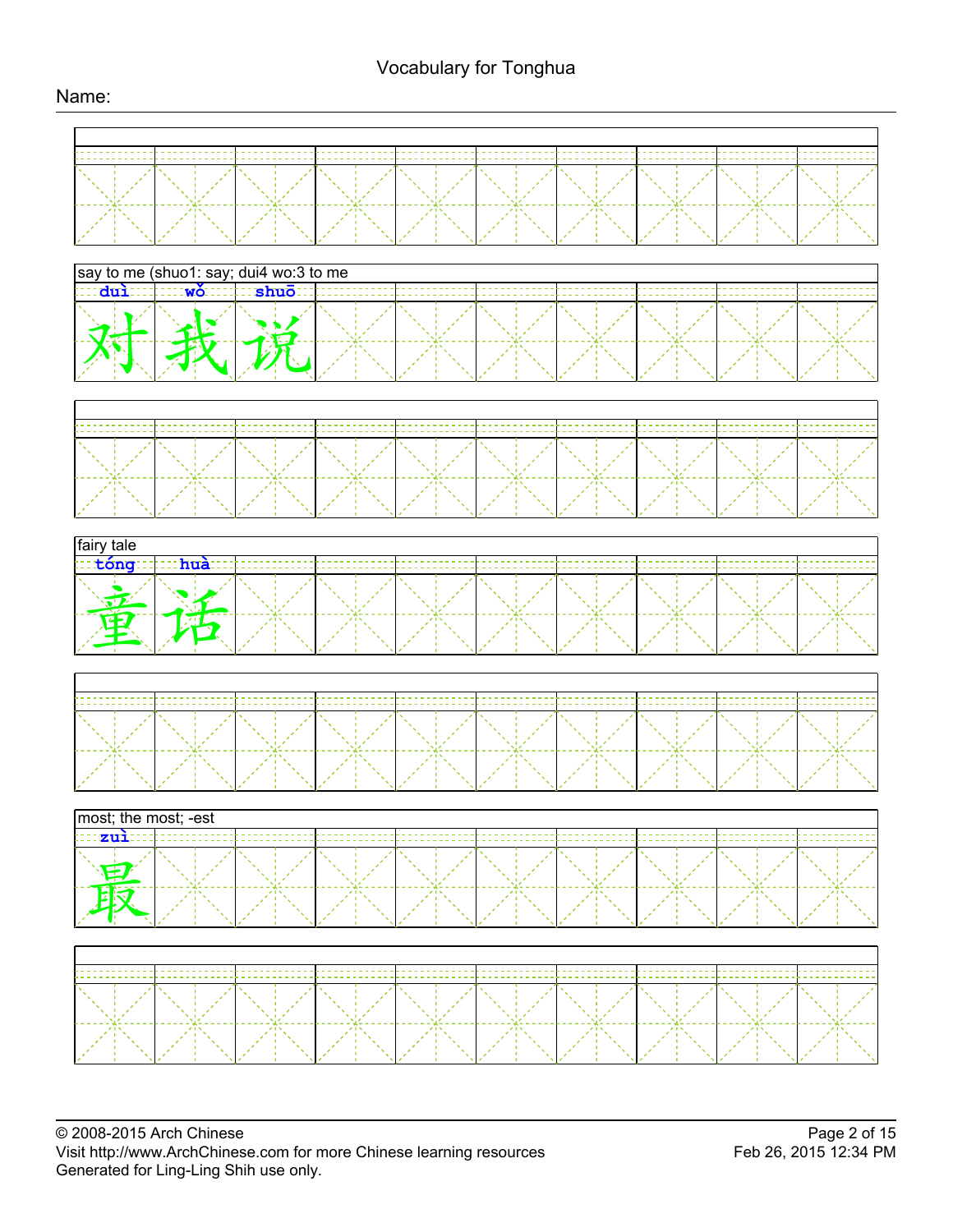# Vocabulary for Tonghua

Name:

say to me (shuo1: say; dui4 wo:3 to me

duì wǒ shuō

对我说

fairy tale

tóng huà

童话

most; the most; -est

zuì

最

© 2008-2015 Arch Chinese
Visit http://www.ArchChinese.com for more Chinese learning resources
Generated for Ling-Ling Shih use only.

Feb 26, 2015 12:34 PM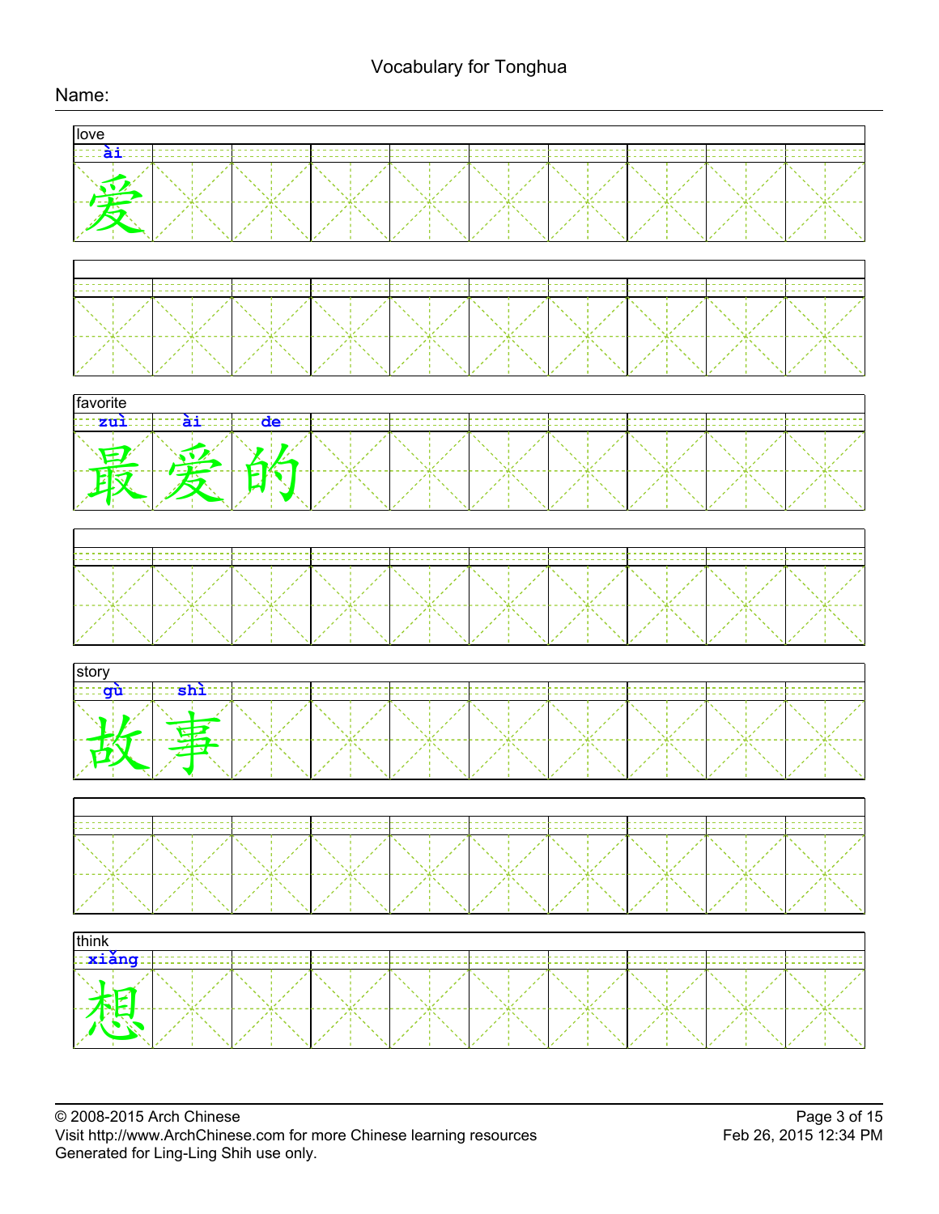# Vocabulary for Tonghua

Name:

**love**

| ài |
|---|
| 爱 |

**favorite**

| zuì | ài | de |
|---|---|---|
| 最 | 爱 | 的 |

**story**

| gù | shì |
|---|---|
| 故 | 事 |

**think**

| xiǎng |
|---|
| 想 |

© 2008-2015 Arch Chinese
Visit http://www.ArchChinese.com for more Chinese learning resources
Generated for Ling-Ling Shih use only.

Feb 26, 2015 12:34 PM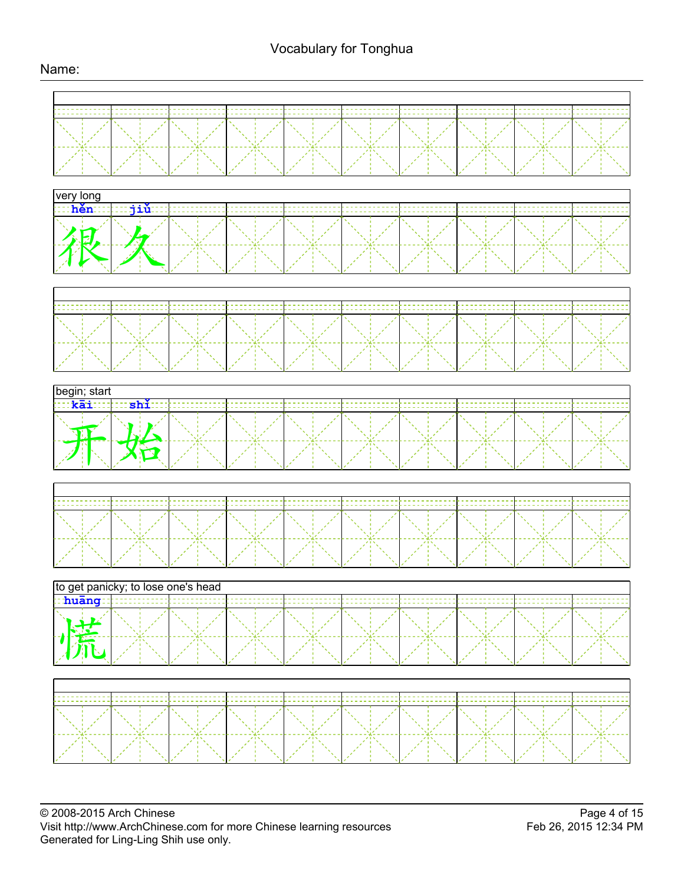# Vocabulary for Tonghua

Name:

very long

| hěn | jiǔ |
|---|---|
| 很 | 久 |

begin; start

| kāi | shǐ |
|---|---|
| 开 | 始 |

to get panicky; to lose one's head

| huāng |
|---|
| 慌 |

© 2008-2015 Arch Chinese
Visit http://www.ArchChinese.com for more Chinese learning resources
Generated for Ling-Ling Shih use only.

Feb 26, 2015 12:34 PM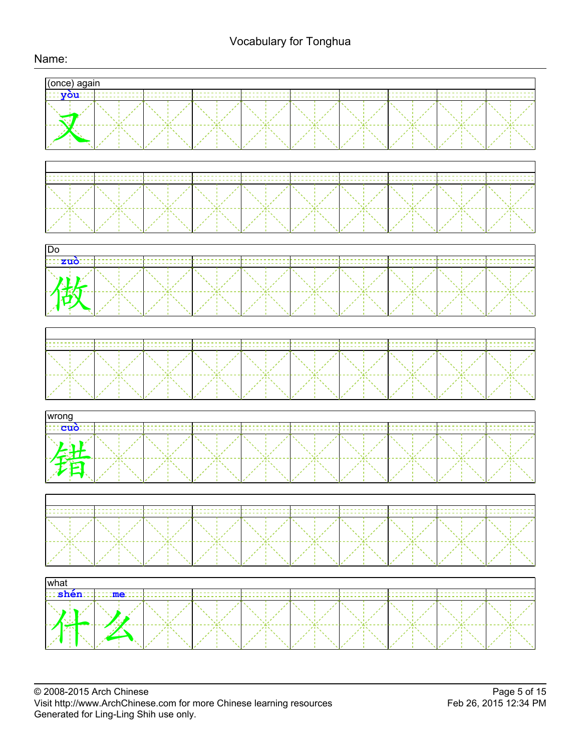Vocabulary for Tonghua

Name:

(once) again

yòu

又

Do

zuò

做

wrong

cuò

错

what

shén me

什么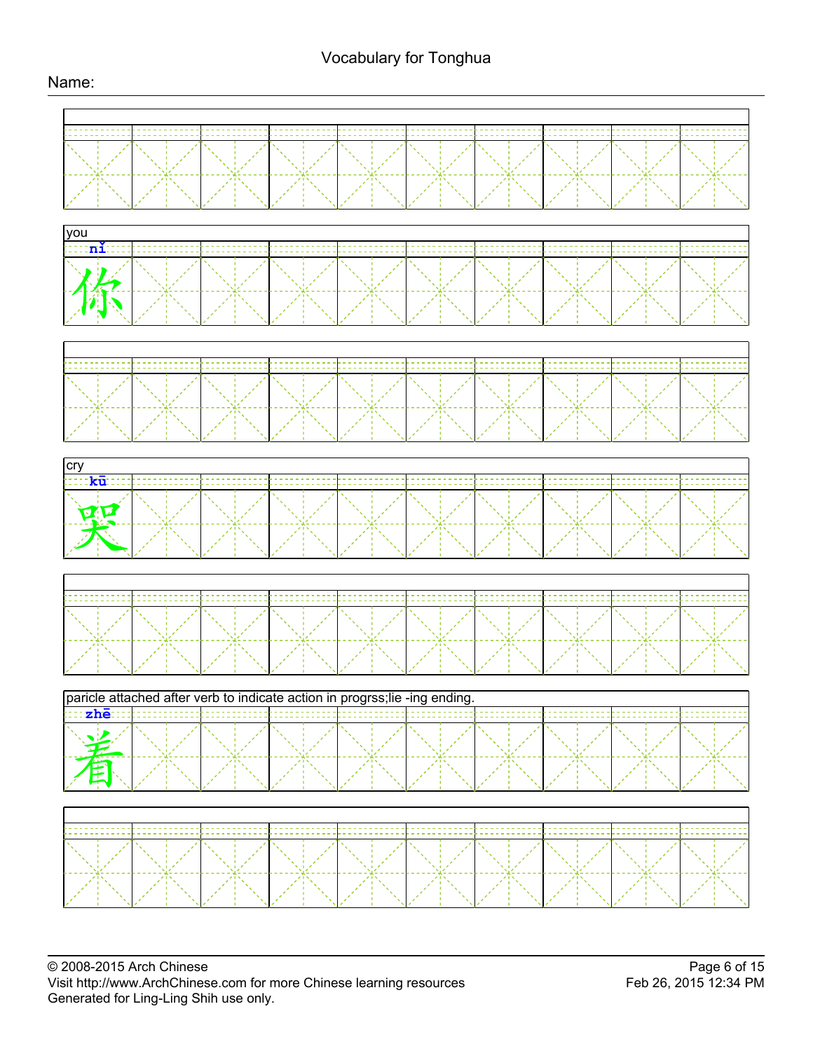# Vocabulary for Tonghua

Name:

| you |
| --- |
| nǐ |
| 你 |

| cry |
| --- |
| kū |
| 哭 |

| paricle attached after verb to indicate action in progrss;lie -ing ending. |
| --- |
| zhē |
| 着 |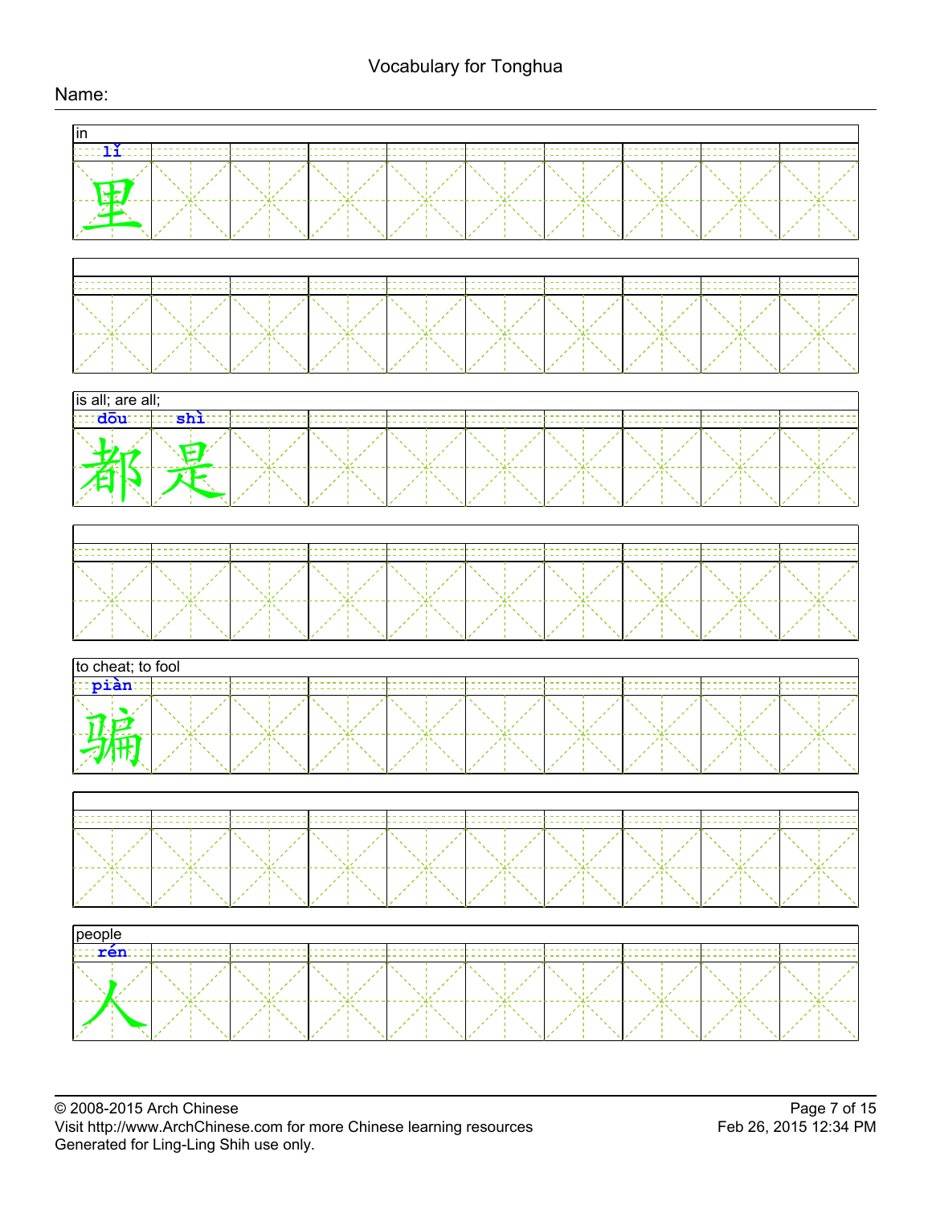# Vocabulary for Tonghua

Name:

| in |
| --- |
| lǐ |
| 里 |

| is all; are all; | |
| --- | --- |
| dōu | shì |
| 都 | 是 |

| to cheat; to fool |
| --- |
| piàn |
| 骗 |

| people |
| --- |
| rén |
| 人 |

© 2008-2015 Arch Chinese
Visit http://www.ArchChinese.com for more Chinese learning resources
Generated for Ling-Ling Shih use only.

Feb 26, 2015 12:34 PM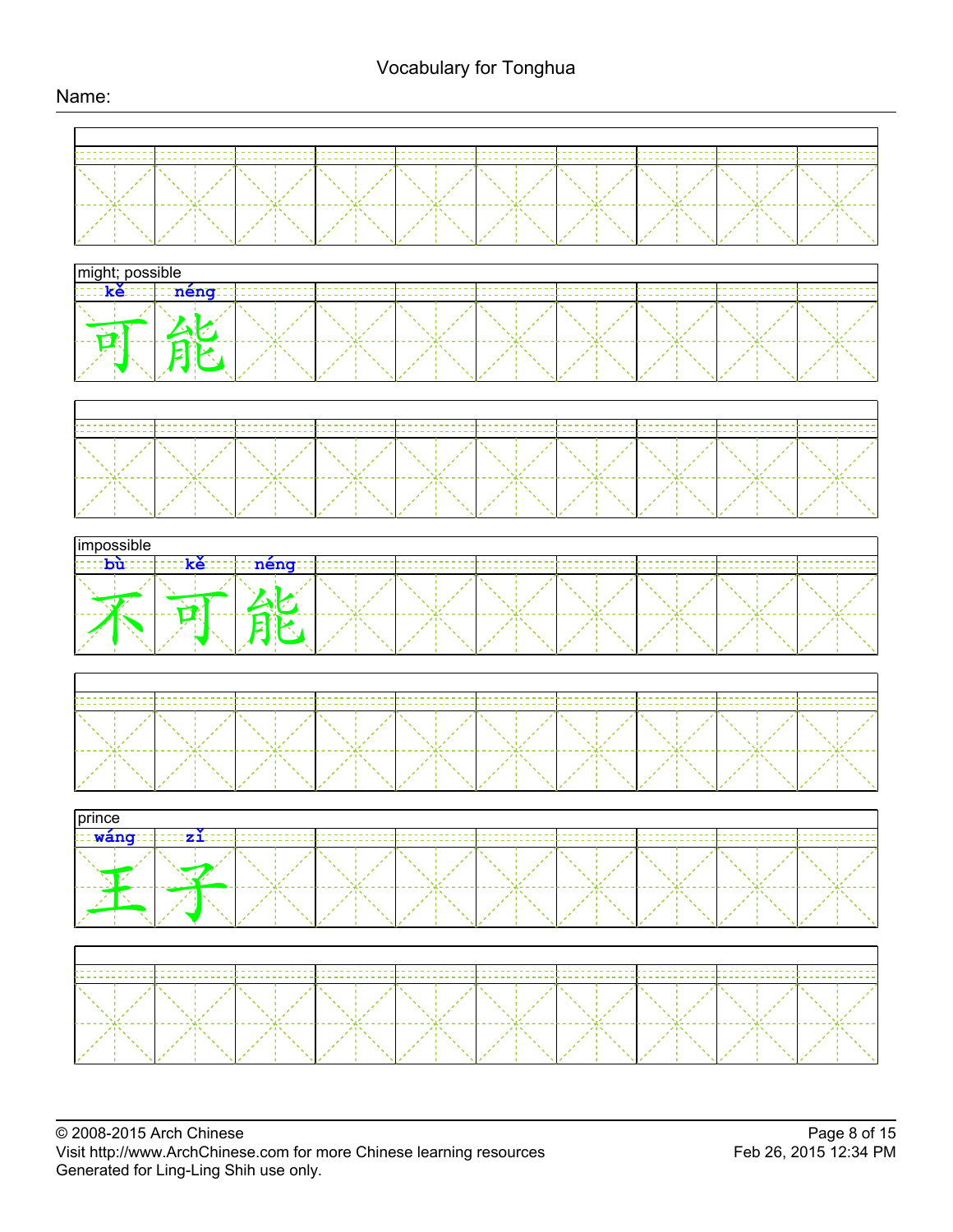# Vocabulary for Tonghua

Name:

might; possible

| kě | néng |
|---|---|
| 可 | 能 |

impossible

| bù | kě | néng |
|---|---|---|
| 不 | 可 | 能 |

prince

| wáng | zǐ |
|---|---|
| 王 | 子 |

© 2008-2015 Arch Chinese
Visit http://www.ArchChinese.com for more Chinese learning resources
Generated for Ling-Ling Shih use only.

Feb 26, 2015 12:34 PM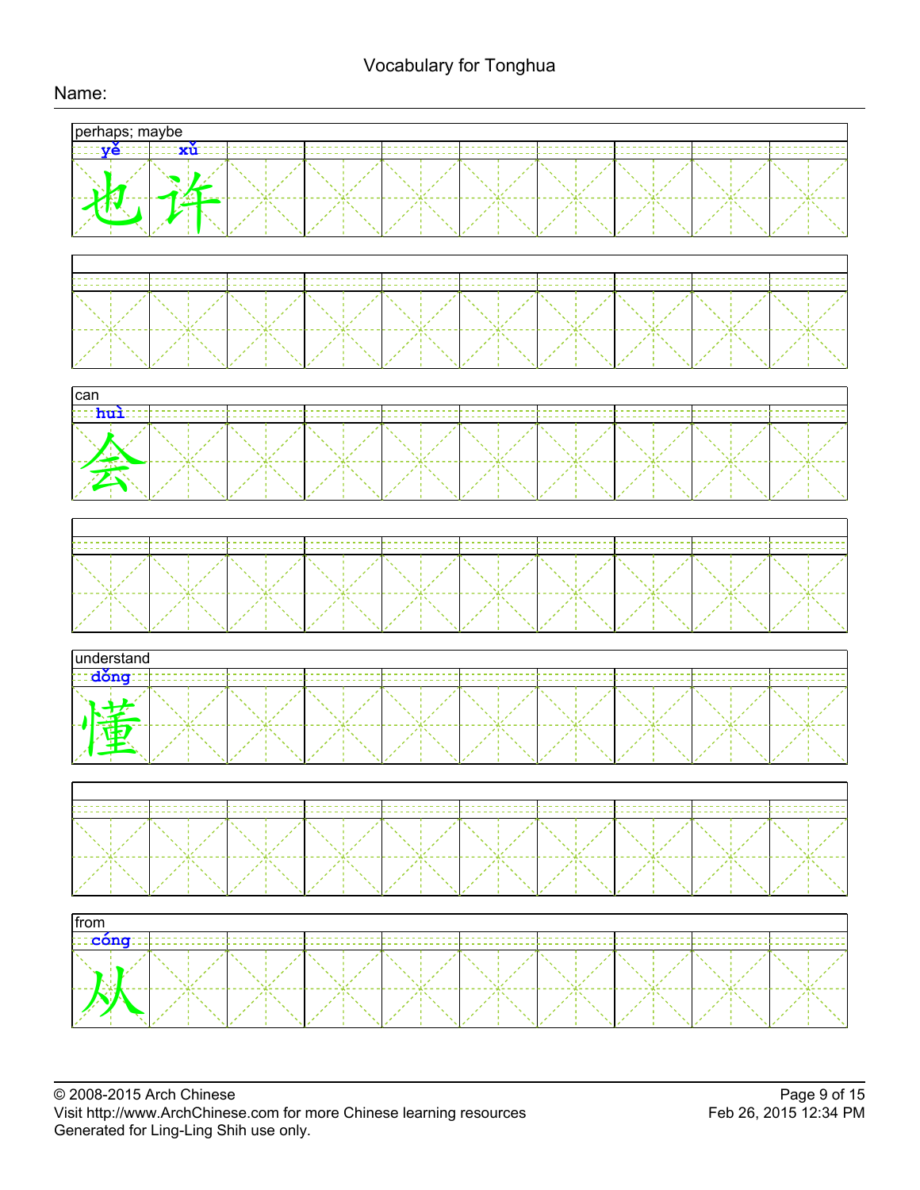# Vocabulary for Tonghua

Name:

| perhaps; maybe | | | | | | | | | |
|---|---|---|---|---|---|---|---|---|---|
| yě | xǔ | | | | | | | | |
| 也 | 许 | | | | | | | | |

| can | | | | | | | | | |
|---|---|---|---|---|---|---|---|---|---|
| huì | | | | | | | | | |
| 会 | | | | | | | | | |

| understand | | | | | | | | | |
|---|---|---|---|---|---|---|---|---|---|
| dǒng | | | | | | | | | |
| 懂 | | | | | | | | | |

| from | | | | | | | | | |
|---|---|---|---|---|---|---|---|---|---|
| cóng | | | | | | | | | |
| 从 | | | | | | | | | |

© 2008-2015 Arch Chinese
Visit http://www.ArchChinese.com for more Chinese learning resources
Generated for Ling-Ling Shih use only.

Feb 26, 2015 12:34 PM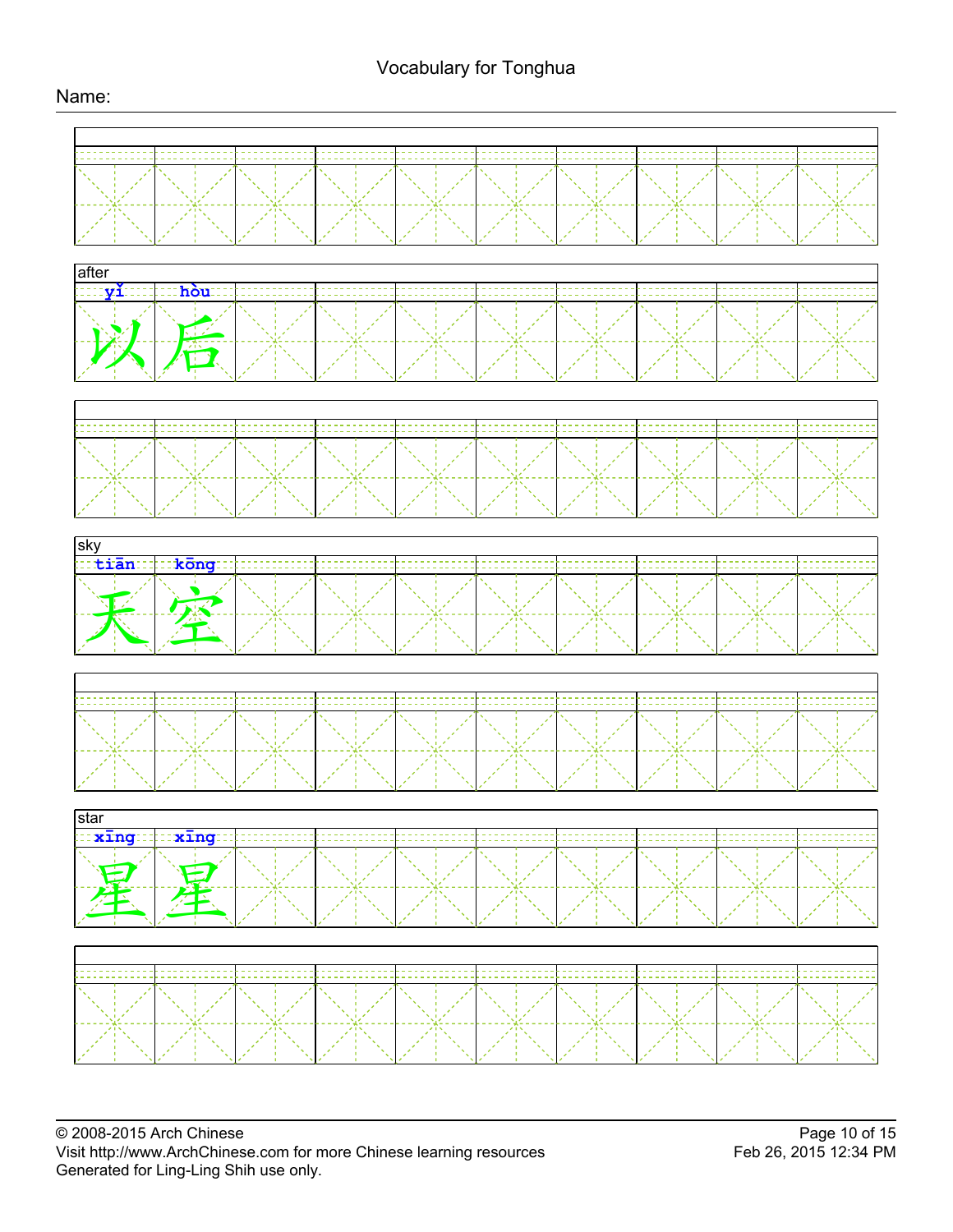Vocabulary for Tonghua

Name:

| after | | | | | | | | | |
|---|---|---|---|---|---|---|---|---|---|
| yǐ | hòu | | | | | | | | |
| 以 | 后 | | | | | | | | |

| sky | | | | | | | | | |
|---|---|---|---|---|---|---|---|---|---|
| tiān | kōng | | | | | | | | |
| 天 | 空 | | | | | | | | |

| star | | | | | | | | | |
|---|---|---|---|---|---|---|---|---|---|
| xīng | xīng | | | | | | | | |
| 星 | 星 | | | | | | | | |

© 2008-2015 Arch Chinese
Visit http://www.ArchChinese.com for more Chinese learning resources
Generated for Ling-Ling Shih use only.

Feb 26, 2015 12:34 PM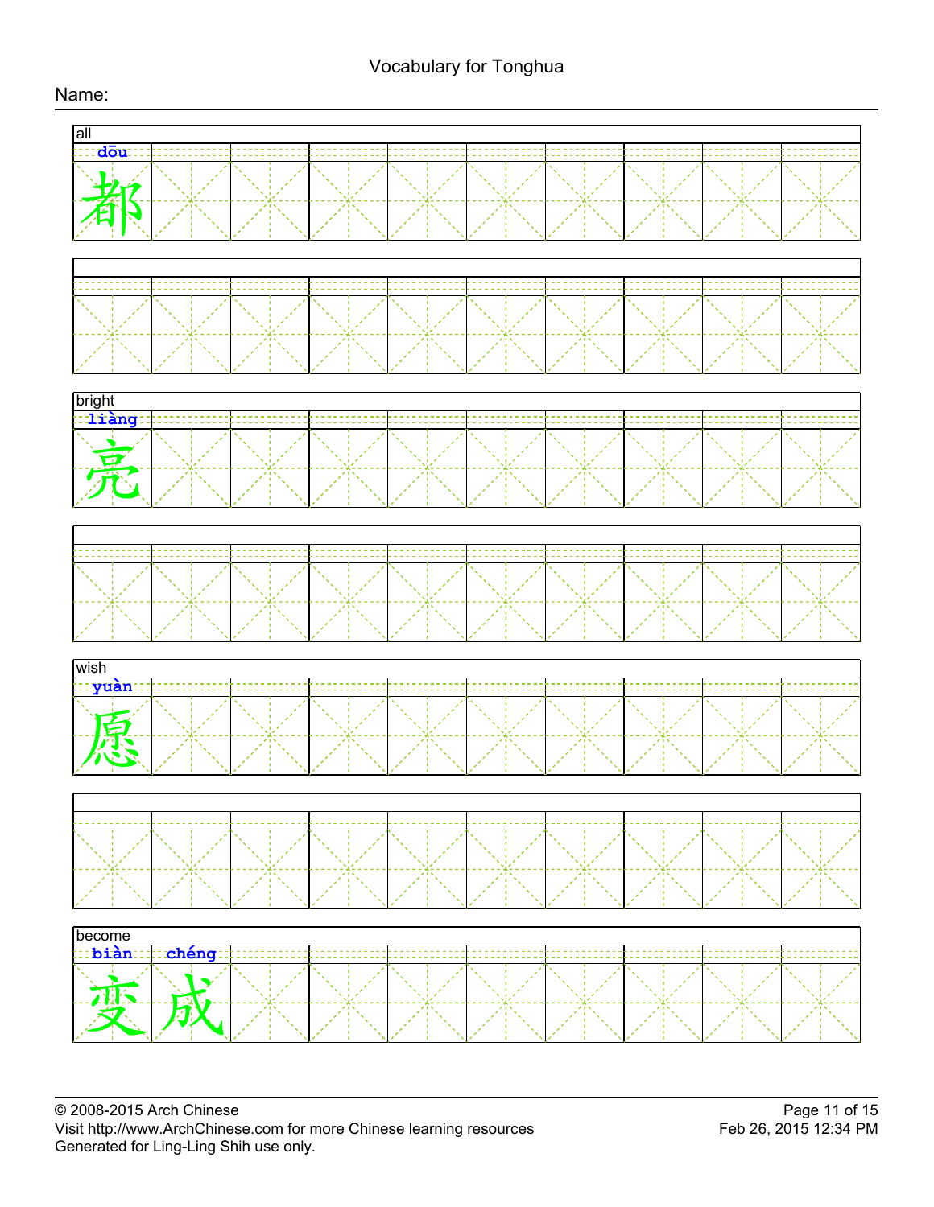# Vocabulary for Tonghua

Name:

all

dōu

都

bright

liàng

亮

wish

yuàn

愿

become

biàn chéng

变成

© 2008-2015 Arch Chinese
Visit http://www.ArchChinese.com for more Chinese learning resources
Generated for Ling-Ling Shih use only.

Feb 26, 2015 12:34 PM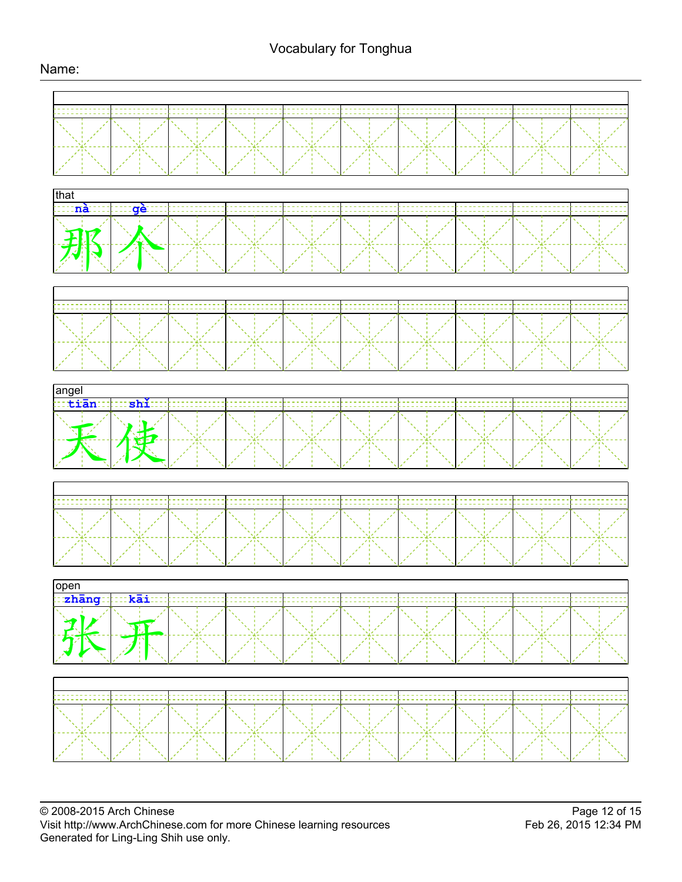# Vocabulary for Tonghua

Name:

that

nà gè

那个

angel

tiān shǐ

天使

open

zhāng kāi

张开

© 2008-2015 Arch Chinese
Visit http://www.ArchChinese.com for more Chinese learning resources
Generated for Ling-Ling Shih use only.

Feb 26, 2015 12:34 PM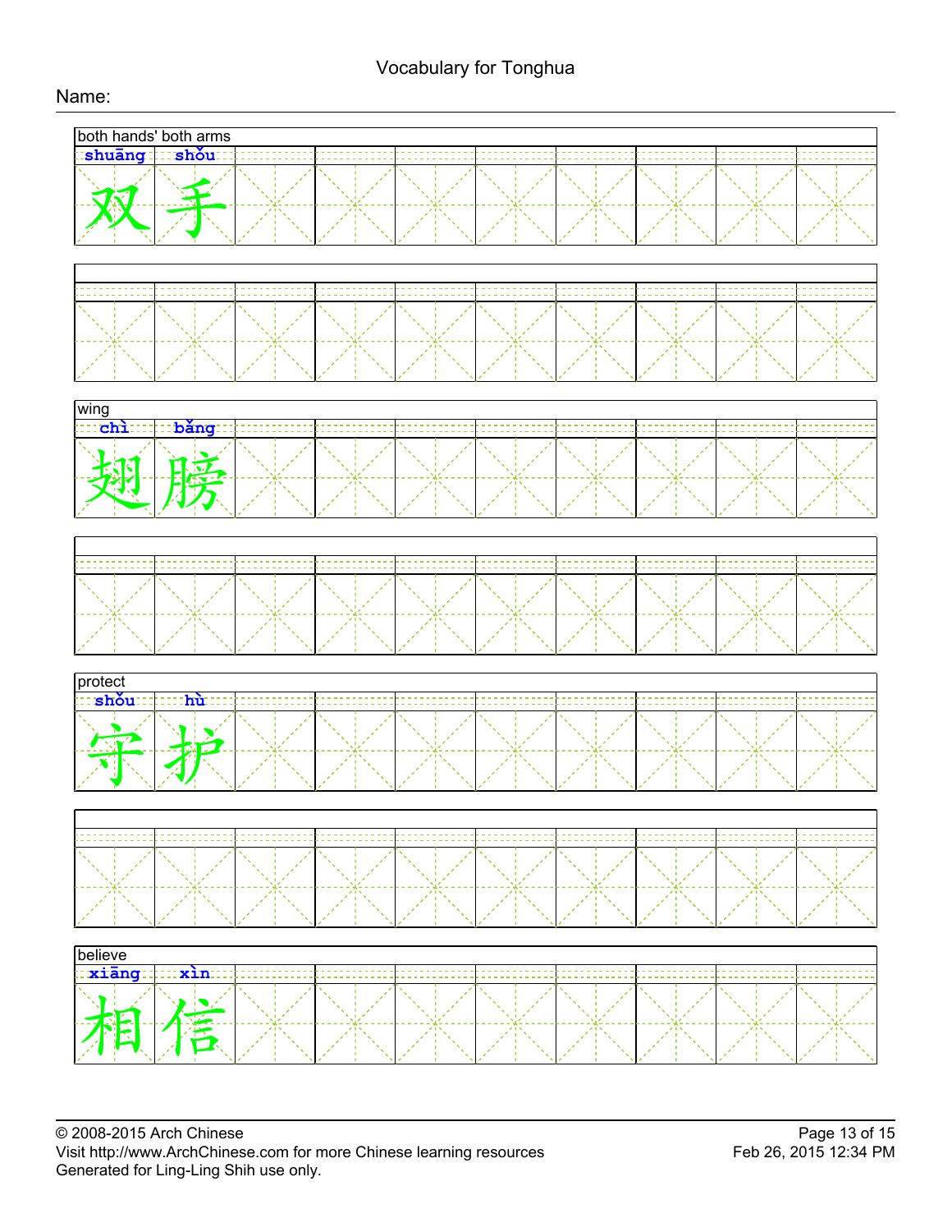Vocabulary for Tonghua

Name:

both hands' both arms

| shuāng | shǒu |
|---|---|
| 双 | 手 |

wing

| chì | bǎng |
|---|---|
| 翅 | 膀 |

protect

| shǒu | hù |
|---|---|
| 守 | 护 |

believe

| xiāng | xìn |
|---|---|
| 相 | 信 |

© 2008-2015 Arch Chinese
Visit http://www.ArchChinese.com for more Chinese learning resources
Generated for Ling-Ling Shih use only.

Feb 26, 2015 12:34 PM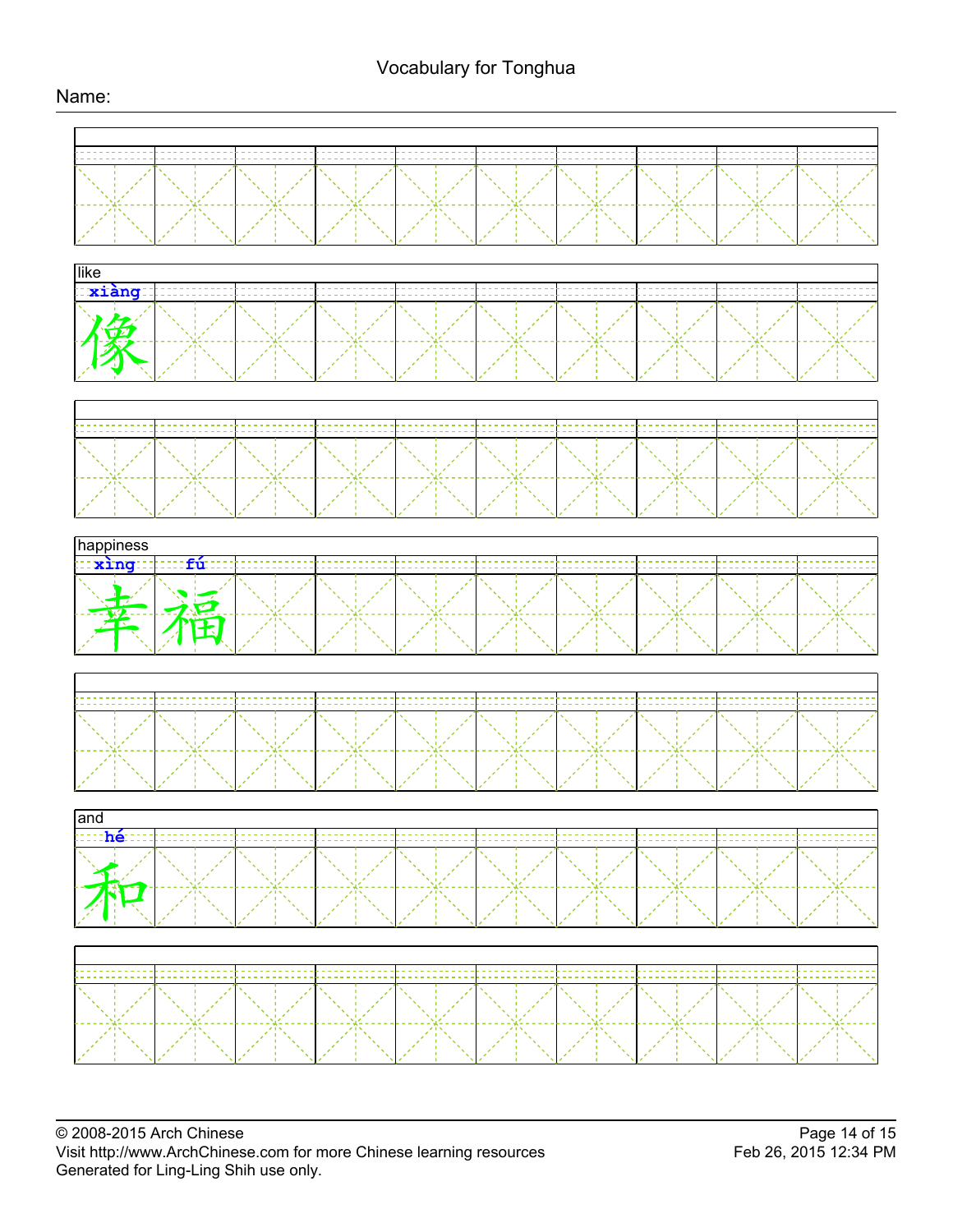# Vocabulary for Tonghua

Name:

like

xiàng

像

happiness

xìng fú

幸福

and

hé

和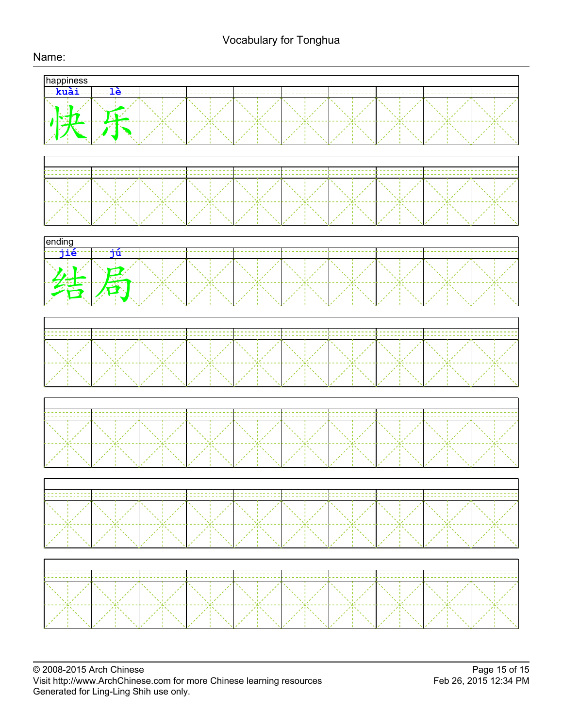# Vocabulary for Tonghua

Name:

happiness

| kuài | lè |
|---|---|
| 快 | 乐 |

ending

| jié | jú |
|---|---|
| 结 | 局 |

© 2008-2015 Arch Chinese
Visit http://www.ArchChinese.com for more Chinese learning resources
Generated for Ling-Ling Shih use only.

Feb 26, 2015 12:34 PM